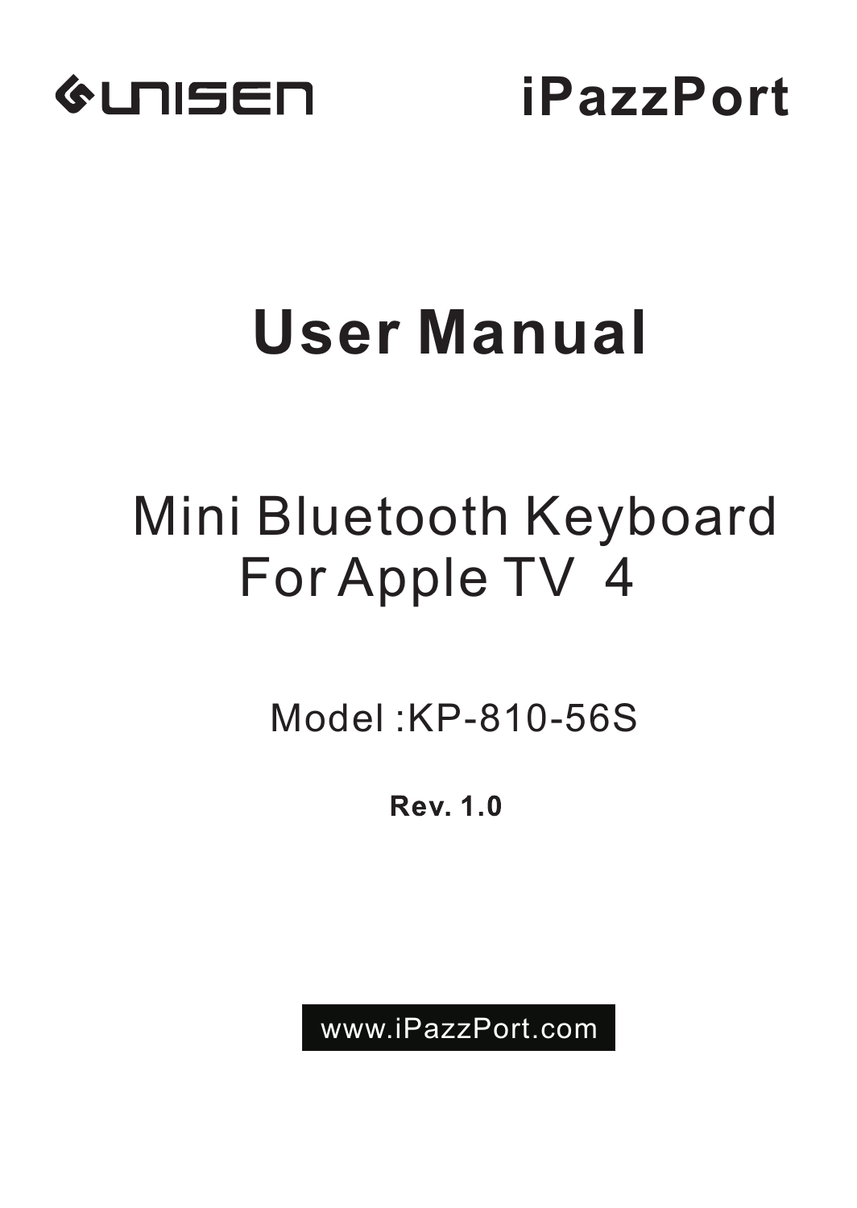UNISEN

iPazzPort

# User Manual

## Mini Bluetooth Keyboard For Apple TV 4

Model :KP-810-56S

**Rev. 1.0**

www.iPazzPort.com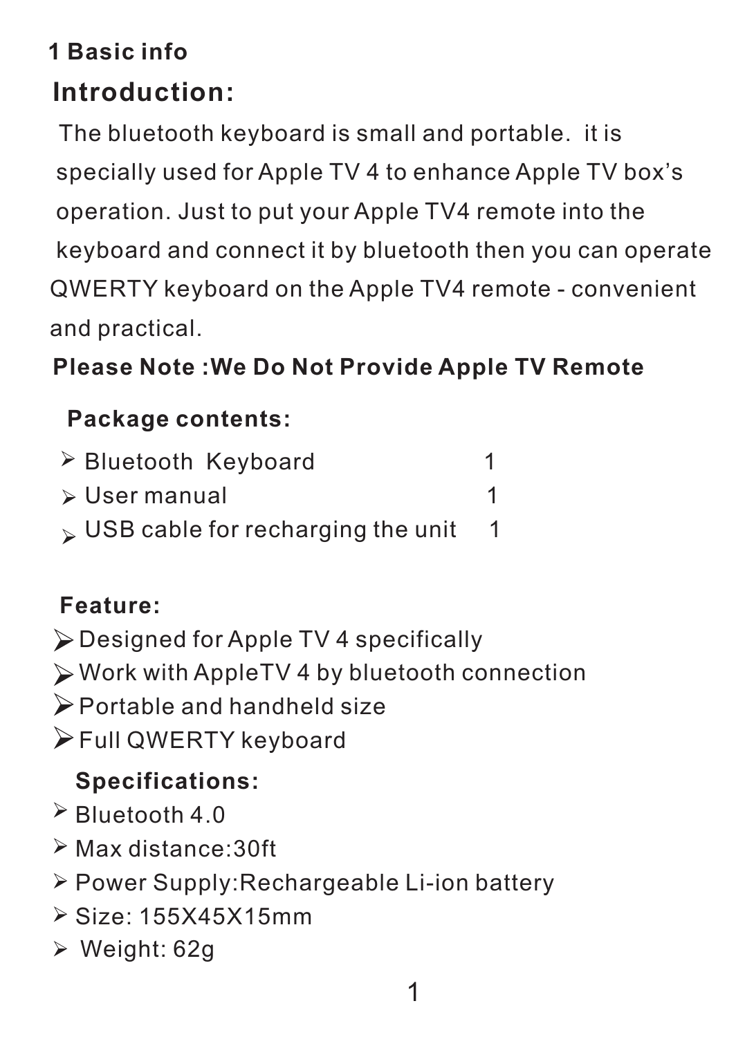## 1 Basic info

### Introduction:

The bluetooth keyboard is small and portable. it is specially used for Apple TV 4 to enhance Apple TV box's operation. Just to put your Apple TV4 remote into the keyboard and connect it by bluetooth then you can operate QWERTY keyboard on the Apple TV4 remote - convenient and practical.

**Please Note :We Do Not Provide Apple TV Remote**

### Package contents:

- Bluetooth Keyboard 1
- User manual 1
- USB cable for recharging the unit 1

### Feature:

- Designed for Apple TV 4 specifically
- Work with AppleTV 4 by bluetooth connection
- Portable and handheld size
- Full QWERTY keyboard

### Specifications:

- Bluetooth 4.0
- Max distance:30ft
- Power Supply:Rechargeable Li-ion battery
- Size: 155X45X15mm
- Weight: 62g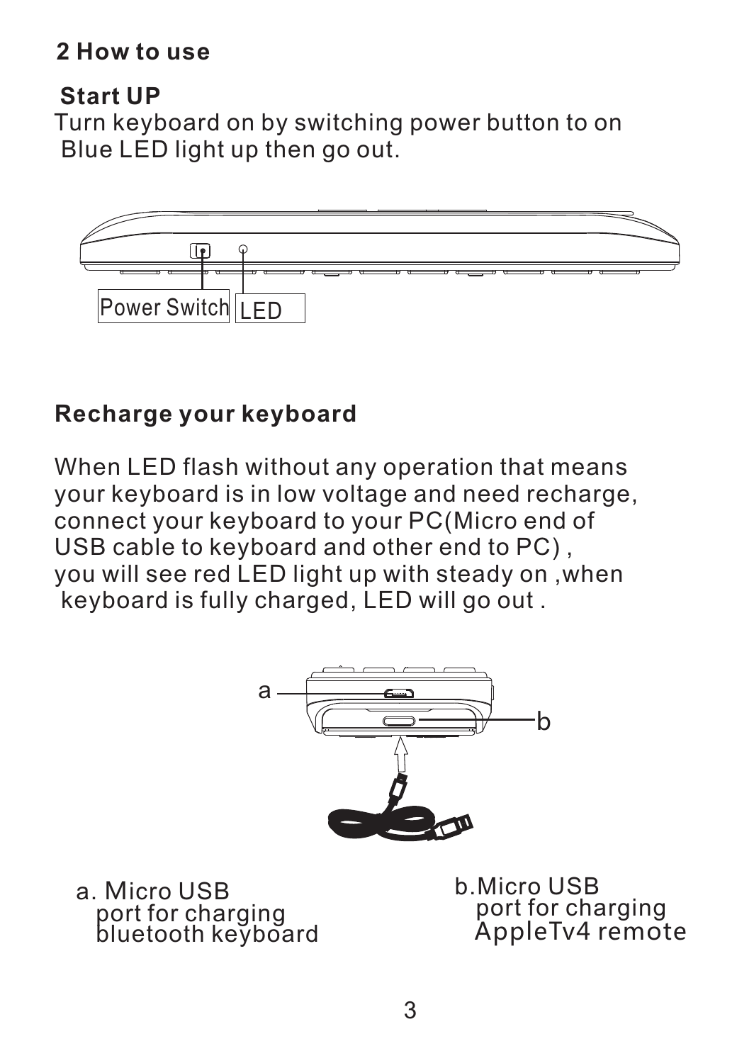## 2 How to use

### Start UP

Turn keyboard on by switching power button to on
Blue LED light up then go out.

Power Switch LED

### Recharge your keyboard

When LED flash without any operation that means your keyboard is in low voltage and need recharge, connect your keyboard to your PC(Micro end of USB cable to keyboard and other end to PC) , you will see red LED light up with steady on ,when keyboard is fully charged, LED will go out .

a. Micro USB port for charging bluetooth keyboard

b.Micro USB port for charging AppleTv4 remote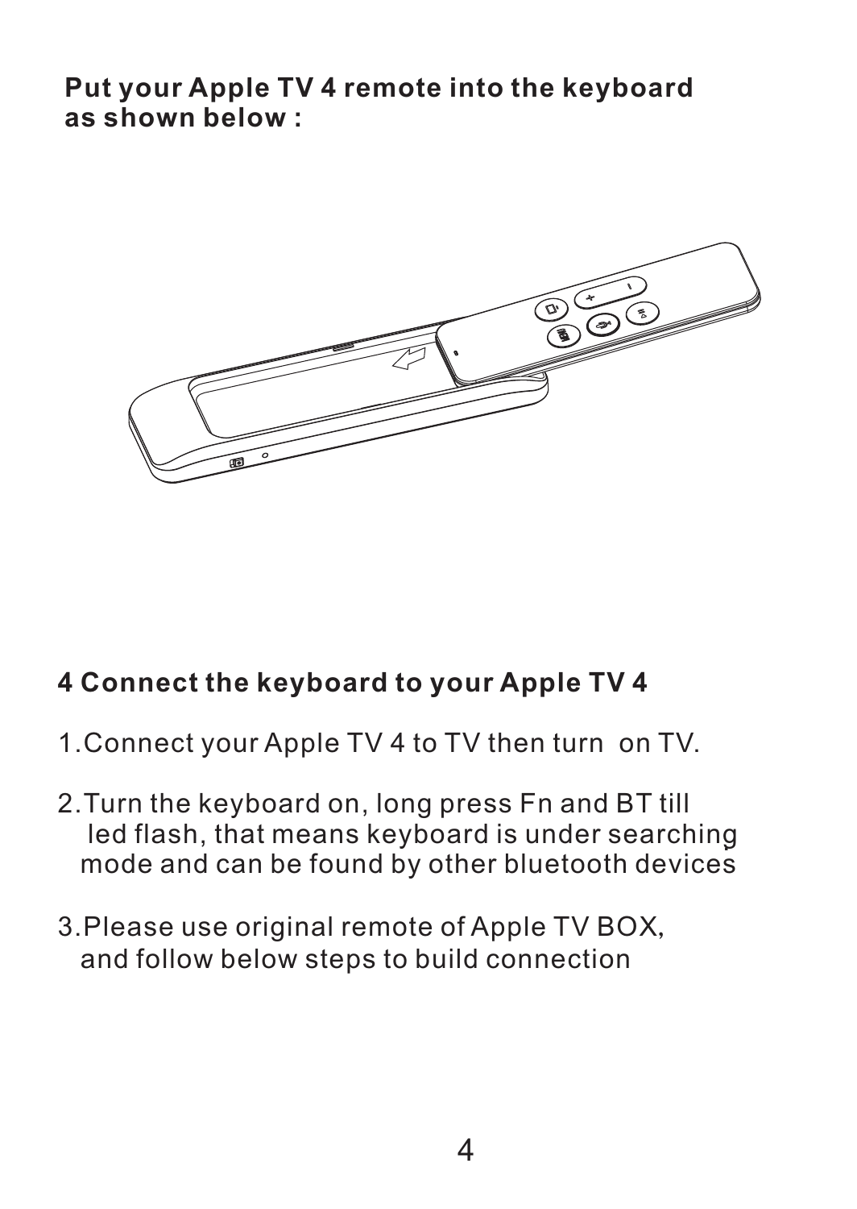**Put your Apple TV 4 remote into the keyboard as shown below :**

## 4 Connect the keyboard to your Apple TV 4

1. Connect your Apple TV 4 to TV then turn on TV.

2. Turn the keyboard on, long press Fn and BT till led flash, that means keyboard is under searching mode and can be found by other bluetooth devices

3. Please use original remote of Apple TV BOX, and follow below steps to build connection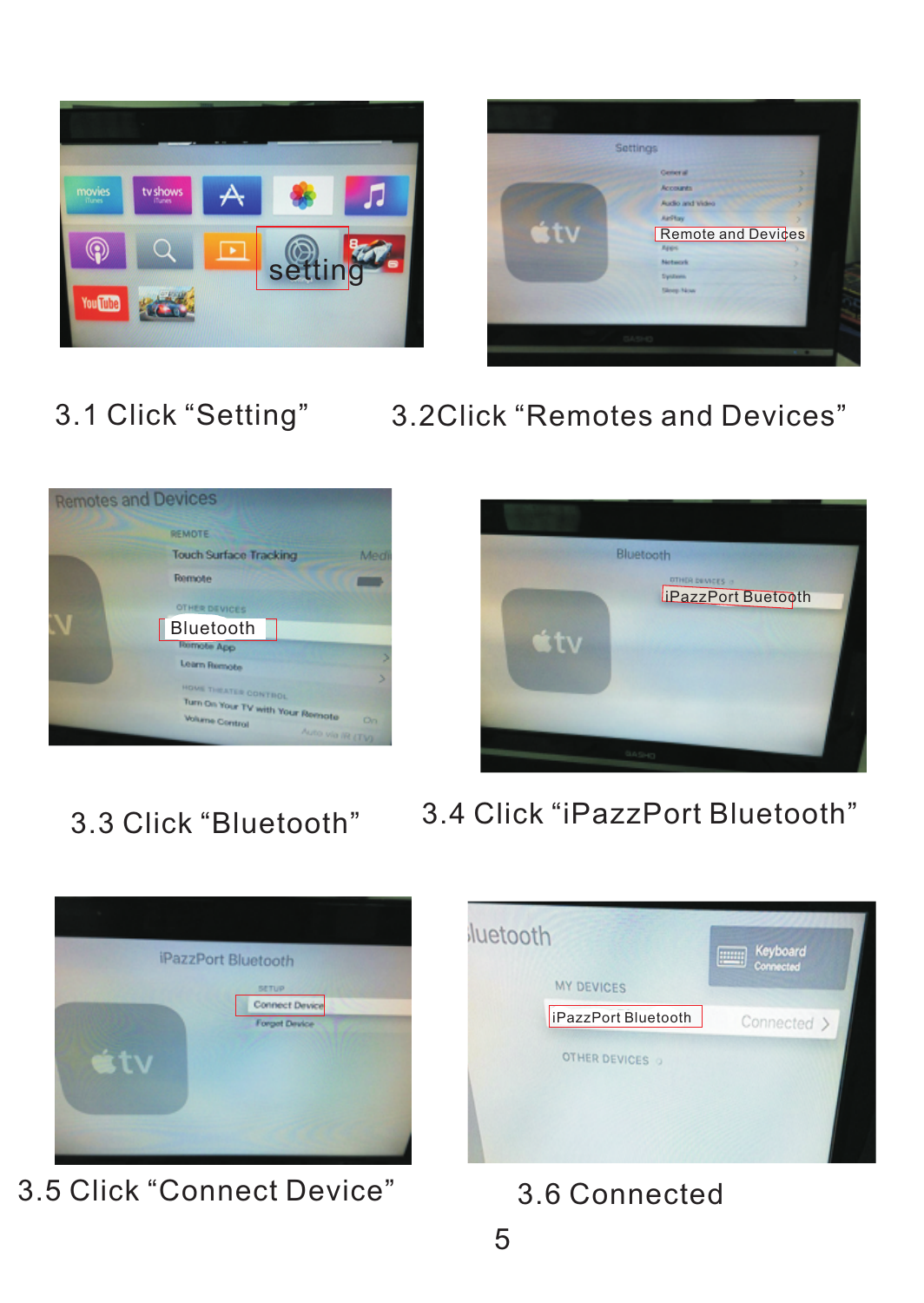3.1 Click “Setting”

3.2Click “Remotes and Devices”

3.3 Click “Bluetooth”

3.4 Click “iPazzPort Bluetooth”

3.5 Click “Connect Device”

3.6 Connected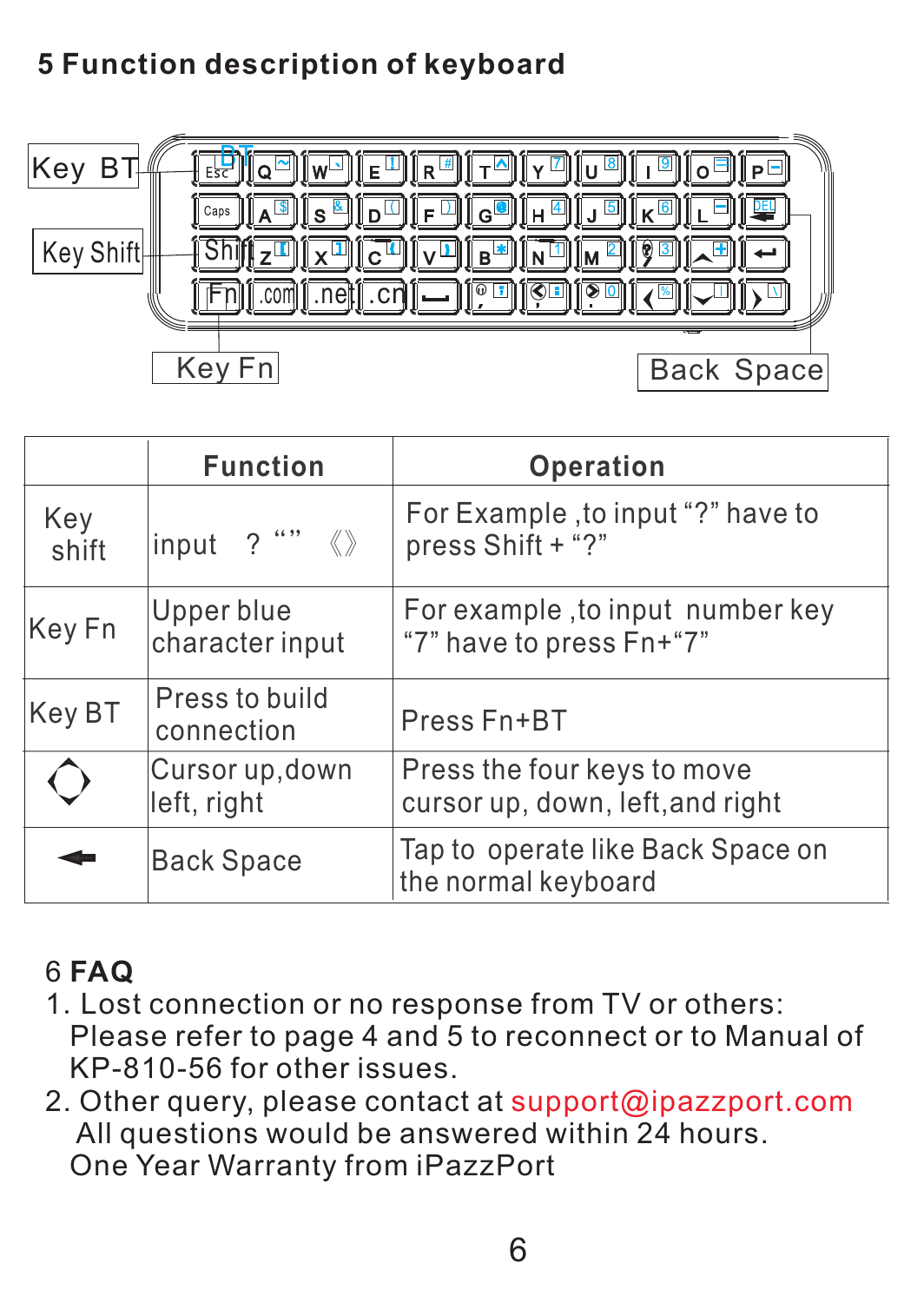## 5 Function description of keyboard

Key BT

Key Shift

Key Fn

Back Space

| | Function | Operation |
|---|---|---|
| Key shift | input ? “” 《》 | For Example ,to input “?” have to press Shift + “?” |
| Key Fn | Upper blue character input | For example ,to input number key “7” have to press Fn+“7” |
| Key BT | Press to build connection | Press Fn+BT |
| | Cursor up,down left, right | Press the four keys to move cursor up, down, left,and right |
| ← | Back Space | Tap to operate like Back Space on the normal keyboard |

## 6 FAQ

1. Lost connection or no response from TV or others: Please refer to page 4 and 5 to reconnect or to Manual of KP-810-56 for other issues.
2. Other query, please contact at support@ipazzport.com All questions would be answered within 24 hours. One Year Warranty from iPazzPort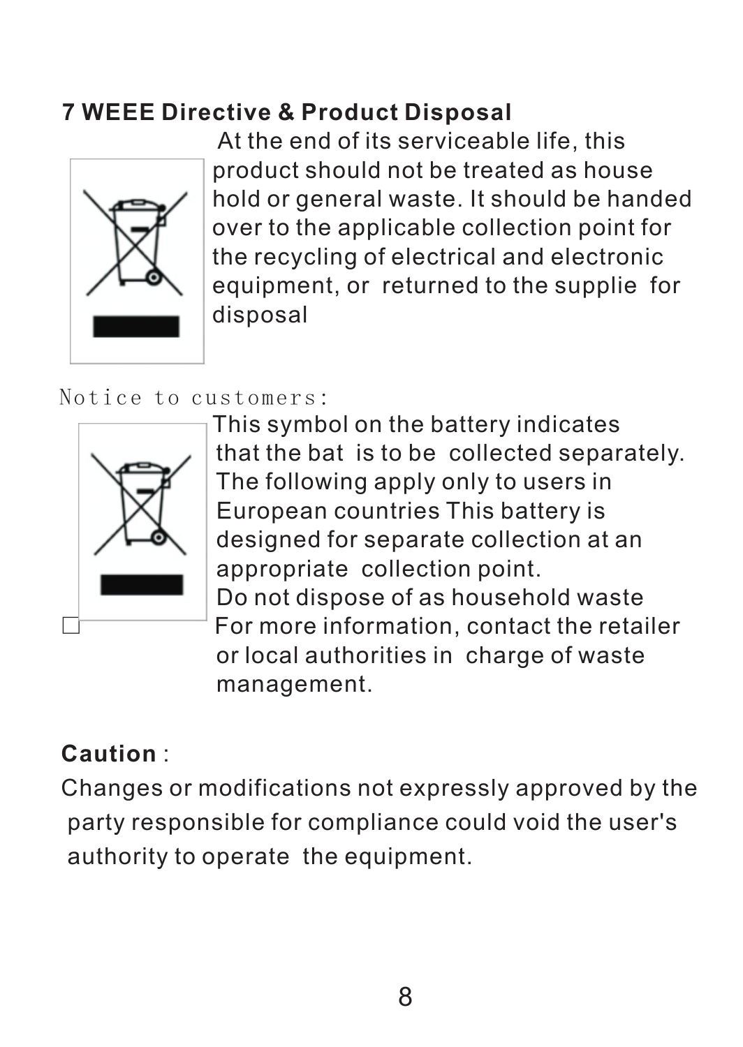## 7 WEEE Directive & Product Disposal

At the end of its serviceable life, this product should not be treated as house hold or general waste. It should be handed over to the applicable collection point for the recycling of electrical and electronic equipment, or returned to the supplie for disposal

Notice to customers:

This symbol on the battery indicates that the bat is to be collected separately. The following apply only to users in European countries This battery is designed for separate collection at an appropriate collection point.
Do not dispose of as household waste
For more information, contact the retailer or local authorities in charge of waste management.

**Caution** :

Changes or modifications not expressly approved by the party responsible for compliance could void the user's authority to operate the equipment.